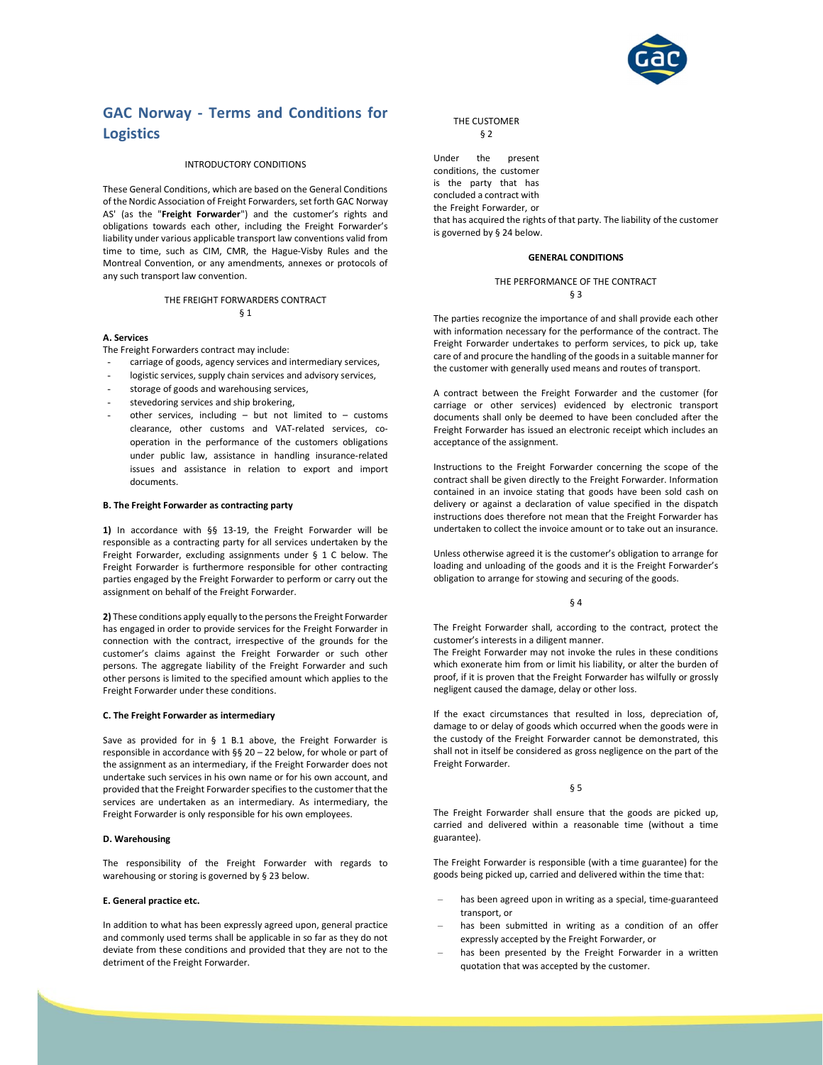# GAC Norway - Terms and Conditions for Logistics

INTRODUCTORY CONDITIONS

These General Conditions, which are based on the General Conditions of the Nordic Association of Freight Forwarders, set forth GAC Norway AS' (as the "**Freight Forwarder**") and the customer's rights and obligations towards each other, including the Freight Forwarder's liability under various applicable transport law conventions valid from time to time, such as CIM, CMR, the Hague-Visby Rules and the Montreal Convention, or any amendments, annexes or protocols of any such transport law convention.

THE FREIGHT FORWARDERS CONTRACT

§ 1

**A. Services**

The Freight Forwarders contract may include:

- carriage of goods, agency services and intermediary services,
- logistic services, supply chain services and advisory services,
- storage of goods and warehousing services,
- stevedoring services and ship brokering,
- other services, including – but not limited to – customs clearance, other customs and VAT-related services, co-operation in the performance of the customers obligations under public law, assistance in handling insurance-related issues and assistance in relation to export and import documents.

**B. The Freight Forwarder as contracting party**

**1)** In accordance with §§ 13-19, the Freight Forwarder will be responsible as a contracting party for all services undertaken by the Freight Forwarder, excluding assignments under § 1 C below. The Freight Forwarder is furthermore responsible for other contracting parties engaged by the Freight Forwarder to perform or carry out the assignment on behalf of the Freight Forwarder.

**2)** These conditions apply equally to the persons the Freight Forwarder has engaged in order to provide services for the Freight Forwarder in connection with the contract, irrespective of the grounds for the customer's claims against the Freight Forwarder or such other persons. The aggregate liability of the Freight Forwarder and such other persons is limited to the specified amount which applies to the Freight Forwarder under these conditions.

**C. The Freight Forwarder as intermediary**

Save as provided for in § 1 B.1 above, the Freight Forwarder is responsible in accordance with §§ 20 – 22 below, for whole or part of the assignment as an intermediary, if the Freight Forwarder does not undertake such services in his own name or for his own account, and provided that the Freight Forwarder specifies to the customer that the services are undertaken as an intermediary. As intermediary, the Freight Forwarder is only responsible for his own employees.

**D. Warehousing**

The responsibility of the Freight Forwarder with regards to warehousing or storing is governed by § 23 below.

**E. General practice etc.**

In addition to what has been expressly agreed upon, general practice and commonly used terms shall be applicable in so far as they do not deviate from these conditions and provided that they are not to the detriment of the Freight Forwarder.

THE CUSTOMER

§ 2

Under the present conditions, the customer is the party that has concluded a contract with the Freight Forwarder, or that has acquired the rights of that party. The liability of the customer is governed by § 24 below.

**GENERAL CONDITIONS**

THE PERFORMANCE OF THE CONTRACT

§ 3

The parties recognize the importance of and shall provide each other with information necessary for the performance of the contract. The Freight Forwarder undertakes to perform services, to pick up, take care of and procure the handling of the goods in a suitable manner for the customer with generally used means and routes of transport.

A contract between the Freight Forwarder and the customer (for carriage or other services) evidenced by electronic transport documents shall only be deemed to have been concluded after the Freight Forwarder has issued an electronic receipt which includes an acceptance of the assignment.

Instructions to the Freight Forwarder concerning the scope of the contract shall be given directly to the Freight Forwarder. Information contained in an invoice stating that goods have been sold cash on delivery or against a declaration of value specified in the dispatch instructions does therefore not mean that the Freight Forwarder has undertaken to collect the invoice amount or to take out an insurance.

Unless otherwise agreed it is the customer's obligation to arrange for loading and unloading of the goods and it is the Freight Forwarder's obligation to arrange for stowing and securing of the goods.

§ 4

The Freight Forwarder shall, according to the contract, protect the customer's interests in a diligent manner.

The Freight Forwarder may not invoke the rules in these conditions which exonerate him from or limit his liability, or alter the burden of proof, if it is proven that the Freight Forwarder has wilfully or grossly negligent caused the damage, delay or other loss.

If the exact circumstances that resulted in loss, depreciation of, damage to or delay of goods which occurred when the goods were in the custody of the Freight Forwarder cannot be demonstrated, this shall not in itself be considered as gross negligence on the part of the Freight Forwarder.

§ 5

The Freight Forwarder shall ensure that the goods are picked up, carried and delivered within a reasonable time (without a time guarantee).

The Freight Forwarder is responsible (with a time guarantee) for the goods being picked up, carried and delivered within the time that:

- has been agreed upon in writing as a special, time-guaranteed transport, or
- has been submitted in writing as a condition of an offer expressly accepted by the Freight Forwarder, or
- has been presented by the Freight Forwarder in a written quotation that was accepted by the customer.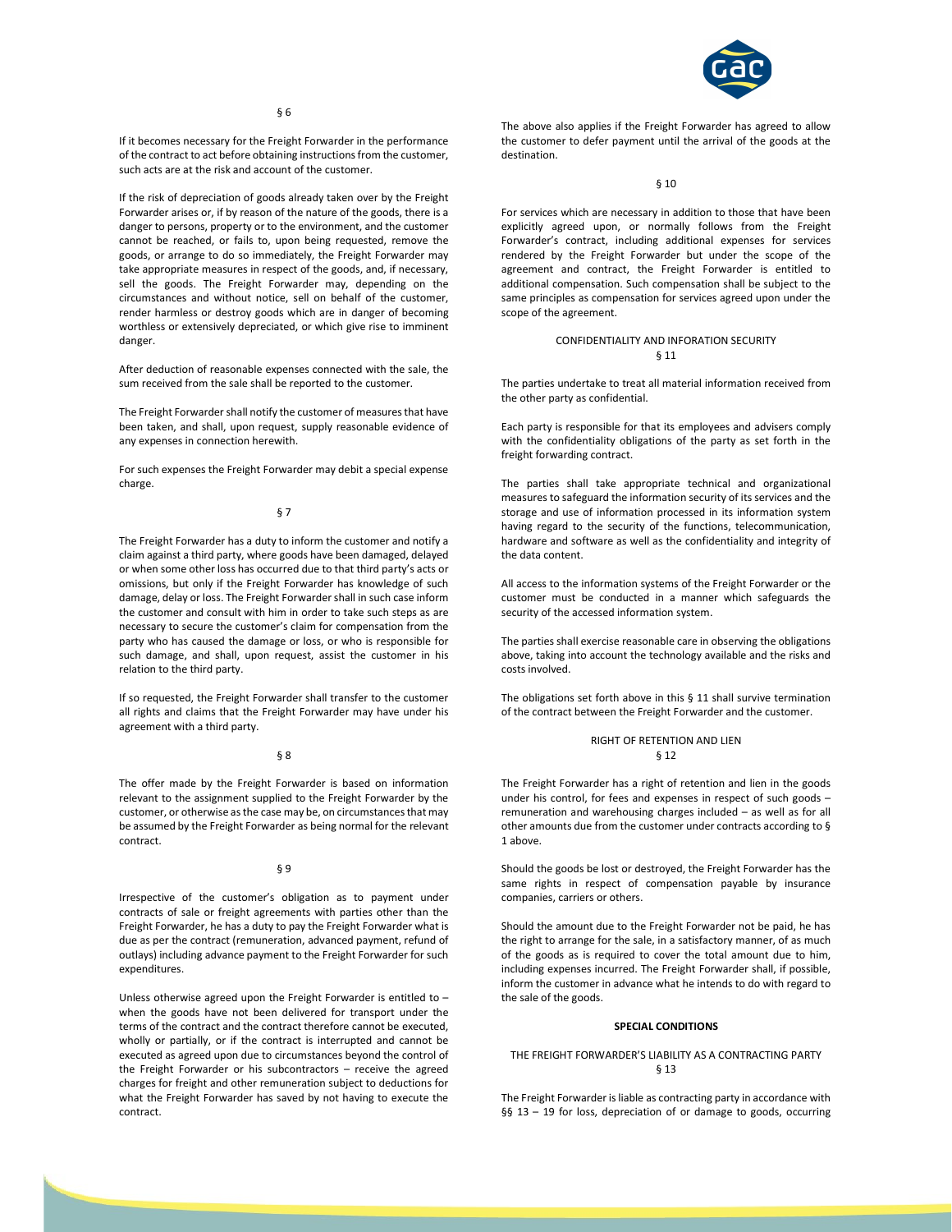§ 6

If it becomes necessary for the Freight Forwarder in the performance of the contract to act before obtaining instructions from the customer, such acts are at the risk and account of the customer.

If the risk of depreciation of goods already taken over by the Freight Forwarder arises or, if by reason of the nature of the goods, there is a danger to persons, property or to the environment, and the customer cannot be reached, or fails to, upon being requested, remove the goods, or arrange to do so immediately, the Freight Forwarder may take appropriate measures in respect of the goods, and, if necessary, sell the goods. The Freight Forwarder may, depending on the circumstances and without notice, sell on behalf of the customer, render harmless or destroy goods which are in danger of becoming worthless or extensively depreciated, or which give rise to imminent danger.

After deduction of reasonable expenses connected with the sale, the sum received from the sale shall be reported to the customer.

The Freight Forwarder shall notify the customer of measures that have been taken, and shall, upon request, supply reasonable evidence of any expenses in connection herewith.

For such expenses the Freight Forwarder may debit a special expense charge.

§ 7

The Freight Forwarder has a duty to inform the customer and notify a claim against a third party, where goods have been damaged, delayed or when some other loss has occurred due to that third party's acts or omissions, but only if the Freight Forwarder has knowledge of such damage, delay or loss. The Freight Forwarder shall in such case inform the customer and consult with him in order to take such steps as are necessary to secure the customer's claim for compensation from the party who has caused the damage or loss, or who is responsible for such damage, and shall, upon request, assist the customer in his relation to the third party.

If so requested, the Freight Forwarder shall transfer to the customer all rights and claims that the Freight Forwarder may have under his agreement with a third party.

§ 8

The offer made by the Freight Forwarder is based on information relevant to the assignment supplied to the Freight Forwarder by the customer, or otherwise as the case may be, on circumstances that may be assumed by the Freight Forwarder as being normal for the relevant contract.

§ 9

Irrespective of the customer's obligation as to payment under contracts of sale or freight agreements with parties other than the Freight Forwarder, he has a duty to pay the Freight Forwarder what is due as per the contract (remuneration, advanced payment, refund of outlays) including advance payment to the Freight Forwarder for such expenditures.

Unless otherwise agreed upon the Freight Forwarder is entitled to – when the goods have not been delivered for transport under the terms of the contract and the contract therefore cannot be executed, wholly or partially, or if the contract is interrupted and cannot be executed as agreed upon due to circumstances beyond the control of the Freight Forwarder or his subcontractors – receive the agreed charges for freight and other remuneration subject to deductions for what the Freight Forwarder has saved by not having to execute the contract.

The above also applies if the Freight Forwarder has agreed to allow the customer to defer payment until the arrival of the goods at the destination.

§ 10

For services which are necessary in addition to those that have been explicitly agreed upon, or normally follows from the Freight Forwarder's contract, including additional expenses for services rendered by the Freight Forwarder but under the scope of the agreement and contract, the Freight Forwarder is entitled to additional compensation. Such compensation shall be subject to the same principles as compensation for services agreed upon under the scope of the agreement.

CONFIDENTIALITY AND INFORATION SECURITY
§ 11

The parties undertake to treat all material information received from the other party as confidential.

Each party is responsible for that its employees and advisers comply with the confidentiality obligations of the party as set forth in the freight forwarding contract.

The parties shall take appropriate technical and organizational measures to safeguard the information security of its services and the storage and use of information processed in its information system having regard to the security of the functions, telecommunication, hardware and software as well as the confidentiality and integrity of the data content.

All access to the information systems of the Freight Forwarder or the customer must be conducted in a manner which safeguards the security of the accessed information system.

The parties shall exercise reasonable care in observing the obligations above, taking into account the technology available and the risks and costs involved.

The obligations set forth above in this § 11 shall survive termination of the contract between the Freight Forwarder and the customer.

RIGHT OF RETENTION AND LIEN
§ 12

The Freight Forwarder has a right of retention and lien in the goods under his control, for fees and expenses in respect of such goods – remuneration and warehousing charges included – as well as for all other amounts due from the customer under contracts according to § 1 above.

Should the goods be lost or destroyed, the Freight Forwarder has the same rights in respect of compensation payable by insurance companies, carriers or others.

Should the amount due to the Freight Forwarder not be paid, he has the right to arrange for the sale, in a satisfactory manner, of as much of the goods as is required to cover the total amount due to him, including expenses incurred. The Freight Forwarder shall, if possible, inform the customer in advance what he intends to do with regard to the sale of the goods.

**SPECIAL CONDITIONS**

THE FREIGHT FORWARDER'S LIABILITY AS A CONTRACTING PARTY
§ 13

The Freight Forwarder is liable as contracting party in accordance with §§ 13 – 19 for loss, depreciation of or damage to goods, occurring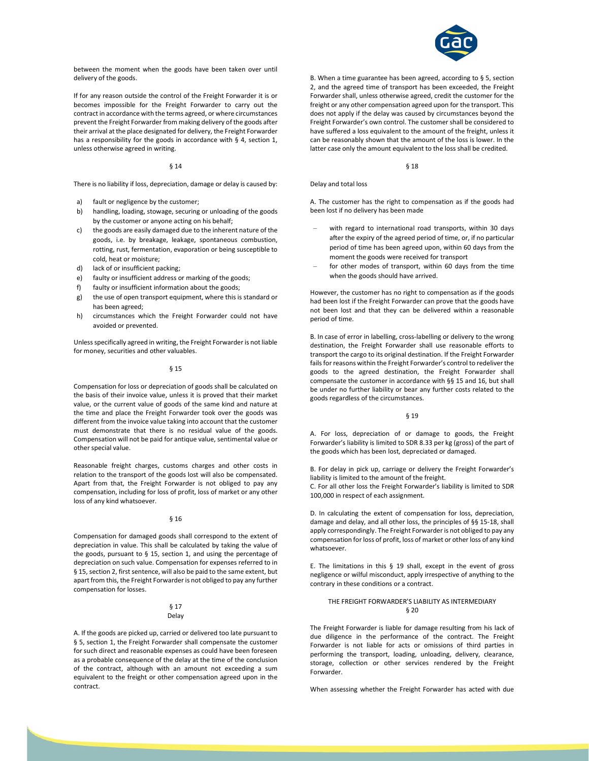between the moment when the goods have been taken over until delivery of the goods.

If for any reason outside the control of the Freight Forwarder it is or becomes impossible for the Freight Forwarder to carry out the contract in accordance with the terms agreed, or where circumstances prevent the Freight Forwarder from making delivery of the goods after their arrival at the place designated for delivery, the Freight Forwarder has a responsibility for the goods in accordance with § 4, section 1, unless otherwise agreed in writing.

§ 14

There is no liability if loss, depreciation, damage or delay is caused by:

a) fault or negligence by the customer;
b) handling, loading, stowage, securing or unloading of the goods by the customer or anyone acting on his behalf;
c) the goods are easily damaged due to the inherent nature of the goods, i.e. by breakage, leakage, spontaneous combustion, rotting, rust, fermentation, evaporation or being susceptible to cold, heat or moisture;
d) lack of or insufficient packing;
e) faulty or insufficient address or marking of the goods;
f) faulty or insufficient information about the goods;
g) the use of open transport equipment, where this is standard or has been agreed;
h) circumstances which the Freight Forwarder could not have avoided or prevented.

Unless specifically agreed in writing, the Freight Forwarder is not liable for money, securities and other valuables.

§ 15

Compensation for loss or depreciation of goods shall be calculated on the basis of their invoice value, unless it is proved that their market value, or the current value of goods of the same kind and nature at the time and place the Freight Forwarder took over the goods was different from the invoice value taking into account that the customer must demonstrate that there is no residual value of the goods. Compensation will not be paid for antique value, sentimental value or other special value.

Reasonable freight charges, customs charges and other costs in relation to the transport of the goods lost will also be compensated. Apart from that, the Freight Forwarder is not obliged to pay any compensation, including for loss of profit, loss of market or any other loss of any kind whatsoever.

§ 16

Compensation for damaged goods shall correspond to the extent of depreciation in value. This shall be calculated by taking the value of the goods, pursuant to § 15, section 1, and using the percentage of depreciation on such value. Compensation for expenses referred to in § 15, section 2, first sentence, will also be paid to the same extent, but apart from this, the Freight Forwarder is not obliged to pay any further compensation for losses.

§ 17
Delay

A. If the goods are picked up, carried or delivered too late pursuant to § 5, section 1, the Freight Forwarder shall compensate the customer for such direct and reasonable expenses as could have been foreseen as a probable consequence of the delay at the time of the conclusion of the contract, although with an amount not exceeding a sum equivalent to the freight or other compensation agreed upon in the contract.

B. When a time guarantee has been agreed, according to § 5, section 2, and the agreed time of transport has been exceeded, the Freight Forwarder shall, unless otherwise agreed, credit the customer for the freight or any other compensation agreed upon for the transport. This does not apply if the delay was caused by circumstances beyond the Freight Forwarder's own control. The customer shall be considered to have suffered a loss equivalent to the amount of the freight, unless it can be reasonably shown that the amount of the loss is lower. In the latter case only the amount equivalent to the loss shall be credited.

§ 18

Delay and total loss

A. The customer has the right to compensation as if the goods had been lost if no delivery has been made

- with regard to international road transports, within 30 days after the expiry of the agreed period of time, or, if no particular period of time has been agreed upon, within 60 days from the moment the goods were received for transport
- for other modes of transport, within 60 days from the time when the goods should have arrived.

However, the customer has no right to compensation as if the goods had been lost if the Freight Forwarder can prove that the goods have not been lost and that they can be delivered within a reasonable period of time.

B. In case of error in labelling, cross-labelling or delivery to the wrong destination, the Freight Forwarder shall use reasonable efforts to transport the cargo to its original destination. If the Freight Forwarder fails for reasons within the Freight Forwarder's control to redeliver the goods to the agreed destination, the Freight Forwarder shall compensate the customer in accordance with §§ 15 and 16, but shall be under no further liability or bear any further costs related to the goods regardless of the circumstances.

§ 19

A. For loss, depreciation of or damage to goods, the Freight Forwarder's liability is limited to SDR 8.33 per kg (gross) of the part of the goods which has been lost, depreciated or damaged.

B. For delay in pick up, carriage or delivery the Freight Forwarder's liability is limited to the amount of the freight.
C. For all other loss the Freight Forwarder's liability is limited to SDR 100,000 in respect of each assignment.

D. In calculating the extent of compensation for loss, depreciation, damage and delay, and all other loss, the principles of §§ 15-18, shall apply correspondingly. The Freight Forwarder is not obliged to pay any compensation for loss of profit, loss of market or other loss of any kind whatsoever.

E. The limitations in this § 19 shall, except in the event of gross negligence or wilful misconduct, apply irrespective of anything to the contrary in these conditions or a contract.

THE FREIGHT FORWARDER'S LIABILITY AS INTERMEDIARY
§ 20

The Freight Forwarder is liable for damage resulting from his lack of due diligence in the performance of the contract. The Freight Forwarder is not liable for acts or omissions of third parties in performing the transport, loading, unloading, delivery, clearance, storage, collection or other services rendered by the Freight Forwarder.

When assessing whether the Freight Forwarder has acted with due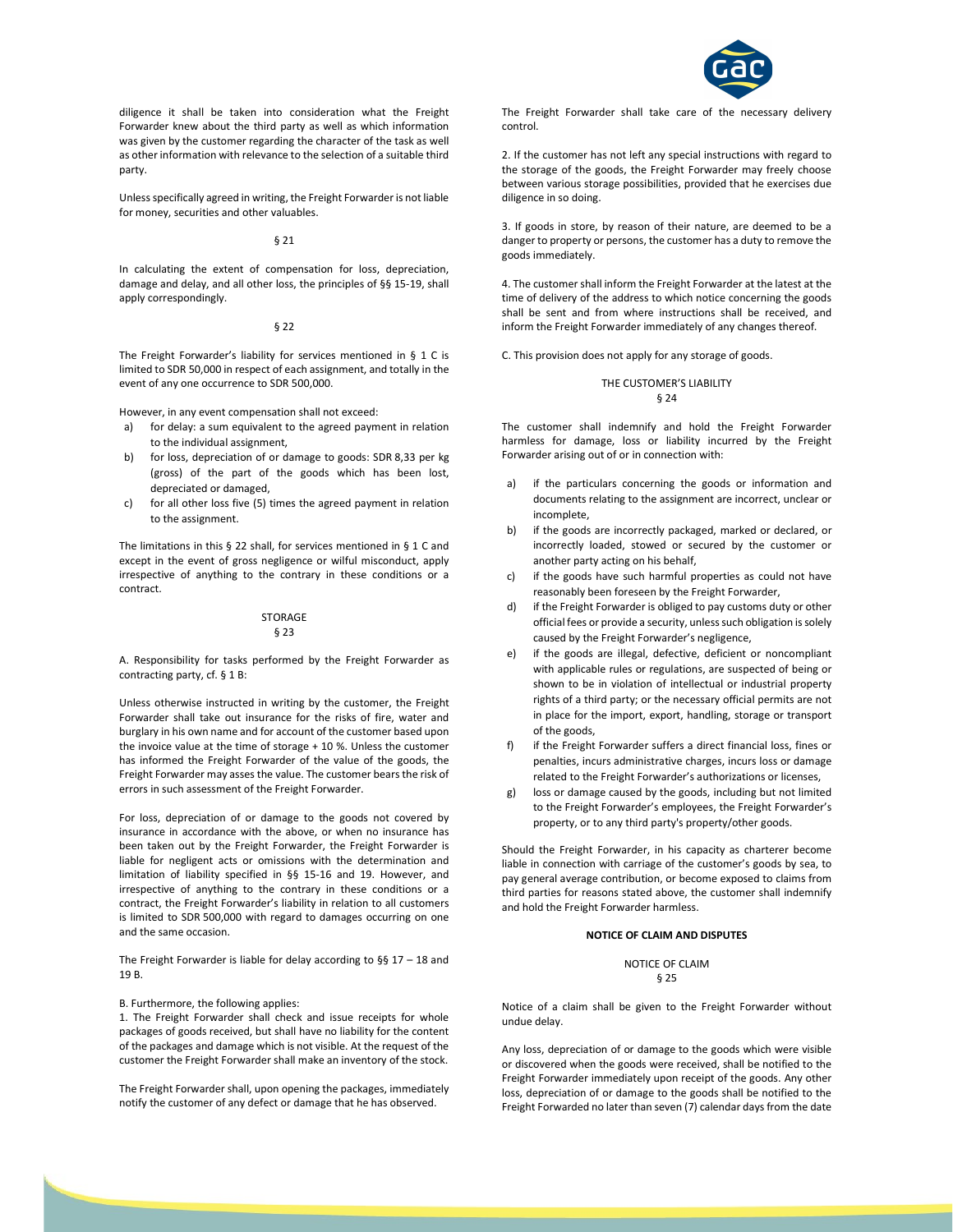diligence it shall be taken into consideration what the Freight Forwarder knew about the third party as well as which information was given by the customer regarding the character of the task as well as other information with relevance to the selection of a suitable third party.

Unless specifically agreed in writing, the Freight Forwarder is not liable for money, securities and other valuables.

§ 21

In calculating the extent of compensation for loss, depreciation, damage and delay, and all other loss, the principles of §§ 15-19, shall apply correspondingly.

§ 22

The Freight Forwarder's liability for services mentioned in § 1 C is limited to SDR 50,000 in respect of each assignment, and totally in the event of any one occurrence to SDR 500,000.

However, in any event compensation shall not exceed:

a) for delay: a sum equivalent to the agreed payment in relation to the individual assignment,
b) for loss, depreciation of or damage to goods: SDR 8,33 per kg (gross) of the part of the goods which has been lost, depreciated or damaged,
c) for all other loss five (5) times the agreed payment in relation to the assignment.

The limitations in this § 22 shall, for services mentioned in § 1 C and except in the event of gross negligence or wilful misconduct, apply irrespective of anything to the contrary in these conditions or a contract.

## STORAGE
§ 23

A. Responsibility for tasks performed by the Freight Forwarder as contracting party, cf. § 1 B:

Unless otherwise instructed in writing by the customer, the Freight Forwarder shall take out insurance for the risks of fire, water and burglary in his own name and for account of the customer based upon the invoice value at the time of storage + 10 %. Unless the customer has informed the Freight Forwarder of the value of the goods, the Freight Forwarder may asses the value. The customer bears the risk of errors in such assessment of the Freight Forwarder.

For loss, depreciation of or damage to the goods not covered by insurance in accordance with the above, or when no insurance has been taken out by the Freight Forwarder, the Freight Forwarder is liable for negligent acts or omissions with the determination and limitation of liability specified in §§ 15-16 and 19. However, and irrespective of anything to the contrary in these conditions or a contract, the Freight Forwarder's liability in relation to all customers is limited to SDR 500,000 with regard to damages occurring on one and the same occasion.

The Freight Forwarder is liable for delay according to §§ 17 – 18 and 19 B.

B. Furthermore, the following applies:
1. The Freight Forwarder shall check and issue receipts for whole packages of goods received, but shall have no liability for the content of the packages and damage which is not visible. At the request of the customer the Freight Forwarder shall make an inventory of the stock.

The Freight Forwarder shall, upon opening the packages, immediately notify the customer of any defect or damage that he has observed.

The Freight Forwarder shall take care of the necessary delivery control.

2. If the customer has not left any special instructions with regard to the storage of the goods, the Freight Forwarder may freely choose between various storage possibilities, provided that he exercises due diligence in so doing.

3. If goods in store, by reason of their nature, are deemed to be a danger to property or persons, the customer has a duty to remove the goods immediately.

4. The customer shall inform the Freight Forwarder at the latest at the time of delivery of the address to which notice concerning the goods shall be sent and from where instructions shall be received, and inform the Freight Forwarder immediately of any changes thereof.

C. This provision does not apply for any storage of goods.

## THE CUSTOMER'S LIABILITY
§ 24

The customer shall indemnify and hold the Freight Forwarder harmless for damage, loss or liability incurred by the Freight Forwarder arising out of or in connection with:

a) if the particulars concerning the goods or information and documents relating to the assignment are incorrect, unclear or incomplete,
b) if the goods are incorrectly packaged, marked or declared, or incorrectly loaded, stowed or secured by the customer or another party acting on his behalf,
c) if the goods have such harmful properties as could not have reasonably been foreseen by the Freight Forwarder,
d) if the Freight Forwarder is obliged to pay customs duty or other official fees or provide a security, unless such obligation is solely caused by the Freight Forwarder's negligence,
e) if the goods are illegal, defective, deficient or noncompliant with applicable rules or regulations, are suspected of being or shown to be in violation of intellectual or industrial property rights of a third party; or the necessary official permits are not in place for the import, export, handling, storage or transport of the goods,
f) if the Freight Forwarder suffers a direct financial loss, fines or penalties, incurs administrative charges, incurs loss or damage related to the Freight Forwarder's authorizations or licenses,
g) loss or damage caused by the goods, including but not limited to the Freight Forwarder's employees, the Freight Forwarder's property, or to any third party's property/other goods.

Should the Freight Forwarder, in his capacity as charterer become liable in connection with carriage of the customer's goods by sea, to pay general average contribution, or become exposed to claims from third parties for reasons stated above, the customer shall indemnify and hold the Freight Forwarder harmless.

## NOTICE OF CLAIM AND DISPUTES

### NOTICE OF CLAIM
§ 25

Notice of a claim shall be given to the Freight Forwarder without undue delay.

Any loss, depreciation of or damage to the goods which were visible or discovered when the goods were received, shall be notified to the Freight Forwarder immediately upon receipt of the goods. Any other loss, depreciation of or damage to the goods shall be notified to the Freight Forwarded no later than seven (7) calendar days from the date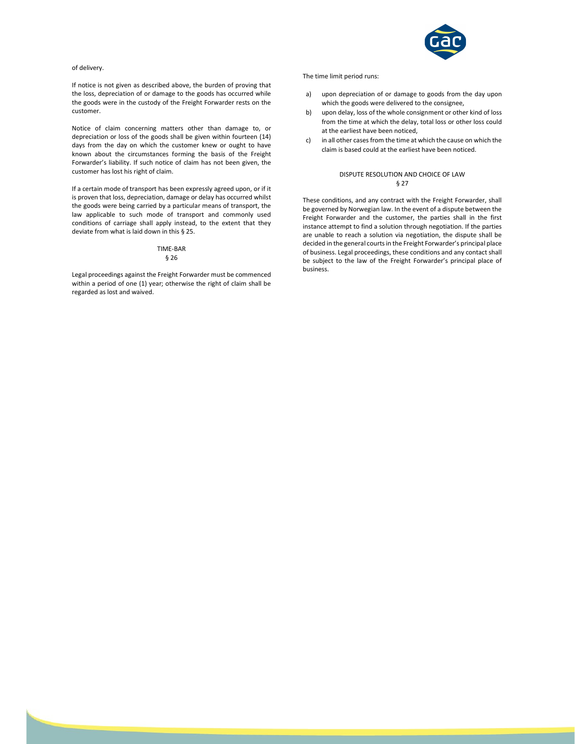of delivery.

If notice is not given as described above, the burden of proving that the loss, depreciation of or damage to the goods has occurred while the goods were in the custody of the Freight Forwarder rests on the customer.

Notice of claim concerning matters other than damage to, or depreciation or loss of the goods shall be given within fourteen (14) days from the day on which the customer knew or ought to have known about the circumstances forming the basis of the Freight Forwarder's liability. If such notice of claim has not been given, the customer has lost his right of claim.

If a certain mode of transport has been expressly agreed upon, or if it is proven that loss, depreciation, damage or delay has occurred whilst the goods were being carried by a particular means of transport, the law applicable to such mode of transport and commonly used conditions of carriage shall apply instead, to the extent that they deviate from what is laid down in this § 25.

## TIME-BAR
## § 26

Legal proceedings against the Freight Forwarder must be commenced within a period of one (1) year; otherwise the right of claim shall be regarded as lost and waived.

The time limit period runs:

a) upon depreciation of or damage to goods from the day upon which the goods were delivered to the consignee,
b) upon delay, loss of the whole consignment or other kind of loss from the time at which the delay, total loss or other loss could at the earliest have been noticed,
c) in all other cases from the time at which the cause on which the claim is based could at the earliest have been noticed.

## DISPUTE RESOLUTION AND CHOICE OF LAW
## § 27

These conditions, and any contract with the Freight Forwarder, shall be governed by Norwegian law. In the event of a dispute between the Freight Forwarder and the customer, the parties shall in the first instance attempt to find a solution through negotiation. If the parties are unable to reach a solution via negotiation, the dispute shall be decided in the general courts in the Freight Forwarder's principal place of business. Legal proceedings, these conditions and any contact shall be subject to the law of the Freight Forwarder's principal place of business.